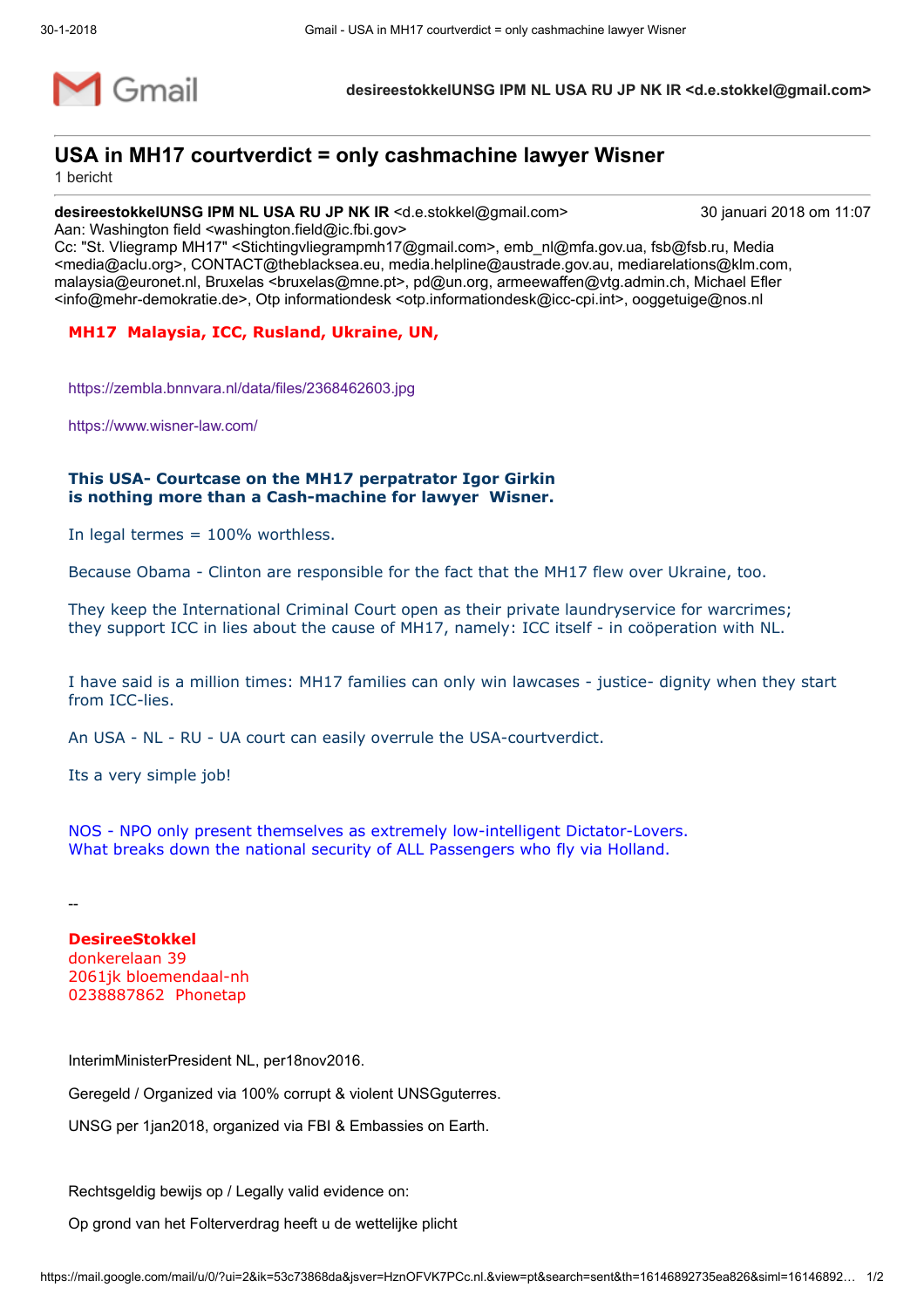![Gmail](Gmail logo) **desireestokkelUNSG IPM NL USA RU JP NK IR <d.e.stokkel@gmail.com>**

# USA in MH17 courtverdict = only cashmachine lawyer Wisner

1 bericht

**desireestokkelUNSG IPM NL USA RU JP NK IR** <d.e.stokkel@gmail.com> 30 januari 2018 om 11:07
Aan: Washington field <washington.field@ic.fbi.gov>
Cc: "St. Vliegramp MH17" <Stichtingvliegrampmh17@gmail.com>, emb_nl@mfa.gov.ua, fsb@fsb.ru, Media <media@aclu.org>, CONTACT@theblacksea.eu, media.helpline@austrade.gov.au, mediarelations@klm.com, malaysia@euronet.nl, Bruxelas <bruxelas@mne.pt>, pd@un.org, armeewaffen@vtg.admin.ch, Michael Efler <info@mehr-demokratie.de>, Otp informationdesk <otp.informationdesk@icc-cpi.int>, ooggetuige@nos.nl

**MH17 Malaysia, ICC, Rusland, Ukraine, UN,**

https://zembla.bnnvara.nl/data/files/2368462603.jpg

https://www.wisner-law.com/

**This USA- Courtcase on the MH17 perpatrator Igor Girkin is nothing more than a Cash-machine for lawyer Wisner.**

In legal termes = 100% worthless.

Because Obama - Clinton are responsible for the fact that the MH17 flew over Ukraine, too.

They keep the International Criminal Court open as their private laundryservice for warcrimes; they support ICC in lies about the cause of MH17, namely: ICC itself - in coöperation with NL.

I have said is a million times: MH17 families can only win lawcases - justice- dignity when they start from ICC-lies.

An USA - NL - RU - UA court can easily overrule the USA-courtverdict.

Its a very simple job!

NOS - NPO only present themselves as extremely low-intelligent Dictator-Lovers.
What breaks down the national security of ALL Passengers who fly via Holland.

--

**DesireeStokkel**
donkerelaan 39
2061jk bloemendaal-nh
0238887862 Phonetap

InterimMinisterPresident NL, per18nov2016.

Geregeld / Organized via 100% corrupt & violent UNSGguterres.

UNSG per 1jan2018, organized via FBI & Embassies on Earth.

Rechtsgeldig bewijs op / Legally valid evidence on:

Op grond van het Folterverdrag heeft u de wettelijke plicht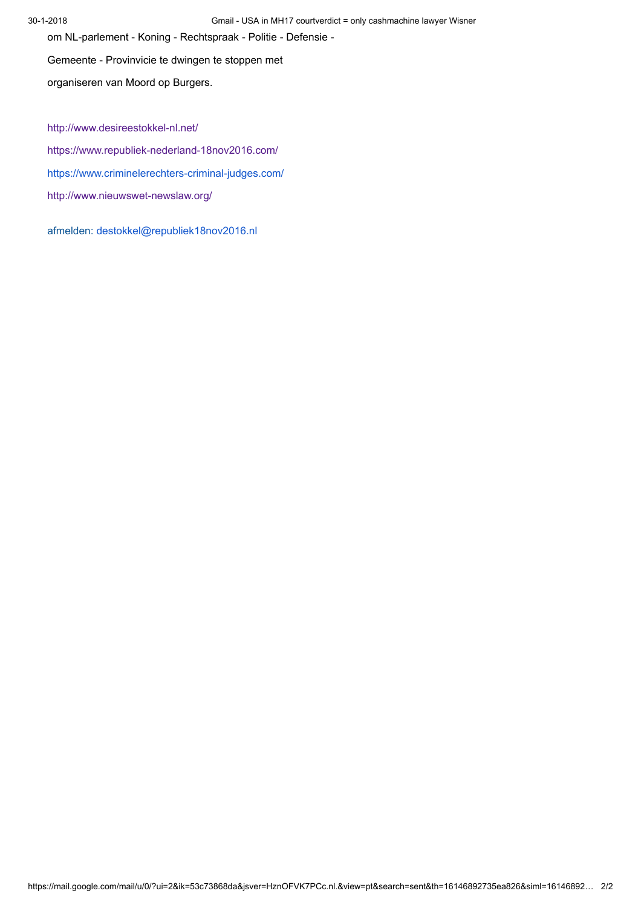om NL-parlement - Koning - Rechtspraak - Politie - Defensie -

Gemeente - Provinvicie te dwingen te stoppen met

organiseren van Moord op Burgers.

http://www.desireestokkel-nl.net/

https://www.republiek-nederland-18nov2016.com/

https://www.criminelerechters-criminal-judges.com/

http://www.nieuwswet-newslaw.org/

afmelden: destokkel@republiek18nov2016.nl